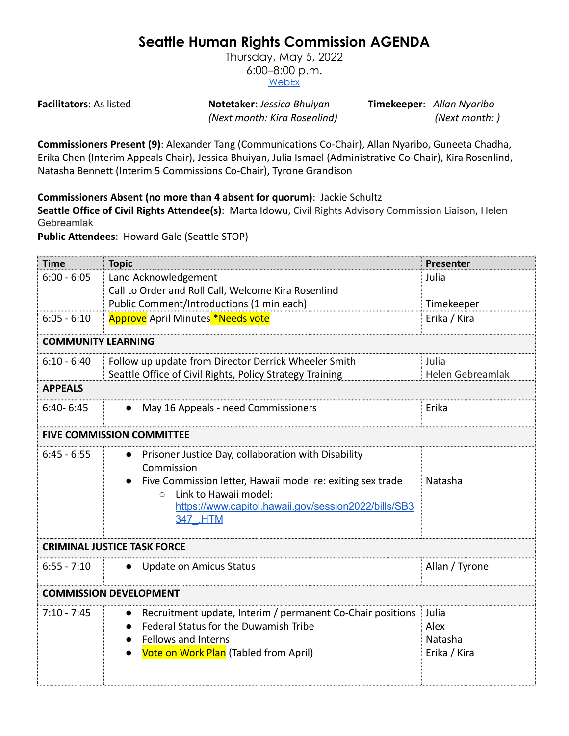# Seattle Human Rights Commission AGENDA

Thursday, May 5, 2022
6:00–8:00 p.m.
[WebEx]

**Facilitators**: As listed **Notetaker:** *Jessica Bhuiyan (Next month: Kira Rosenlind)* **Timekeeper**: *Allan Nyaribo (Next month: )*

**Commissioners Present (9)**: Alexander Tang (Communications Co-Chair), Allan Nyaribo, Guneeta Chadha, Erika Chen (Interim Appeals Chair), Jessica Bhuiyan, Julia Ismael (Administrative Co-Chair), Kira Rosenlind, Natasha Bennett (Interim 5 Commissions Co-Chair), Tyrone Grandison

**Commissioners Absent (no more than 4 absent for quorum)**: Jackie Schultz
**Seattle Office of Civil Rights Attendee(s)**: Marta Idowu, Civil Rights Advisory Commission Liaison, Helen Gebreamlak
**Public Attendees**: Howard Gale (Seattle STOP)

| Time | Topic | Presenter |
|---|---|---|
| 6:00 - 6:05 | Land Acknowledgement<br>Call to Order and Roll Call, Welcome Kira Rosenlind<br>Public Comment/Introductions (1 min each) | Julia<br><br>Timekeeper |
| 6:05 - 6:10 | Approve April Minutes *Needs vote | Erika / Kira |
| **COMMUNITY LEARNING** | | |
| 6:10 - 6:40 | Follow up update from Director Derrick Wheeler Smith<br>Seattle Office of Civil Rights, Policy Strategy Training | Julia<br>Helen Gebreamlak |
| **APPEALS** | | |
| 6:40- 6:45 | • May 16 Appeals - need Commissioners | Erika |
| **FIVE COMMISSION COMMITTEE** | | |
| 6:45 - 6:55 | • Prisoner Justice Day, collaboration with Disability Commission<br>• Five Commission letter, Hawaii model re: exiting sex trade<br>&nbsp;&nbsp;&nbsp;&nbsp;○ Link to Hawaii model: https://www.capitol.hawaii.gov/session2022/bills/SB3347_.HTM | Natasha |
| **CRIMINAL JUSTICE TASK FORCE** | | |
| 6:55 - 7:10 | • Update on Amicus Status | Allan / Tyrone |
| **COMMISSION DEVELOPMENT** | | |
| 7:10 - 7:45 | • Recruitment update, Interim / permanent Co-Chair positions<br>• Federal Status for the Duwamish Tribe<br>• Fellows and Interns<br>• Vote on Work Plan (Tabled from April) | Julia<br>Alex<br>Natasha<br>Erika / Kira |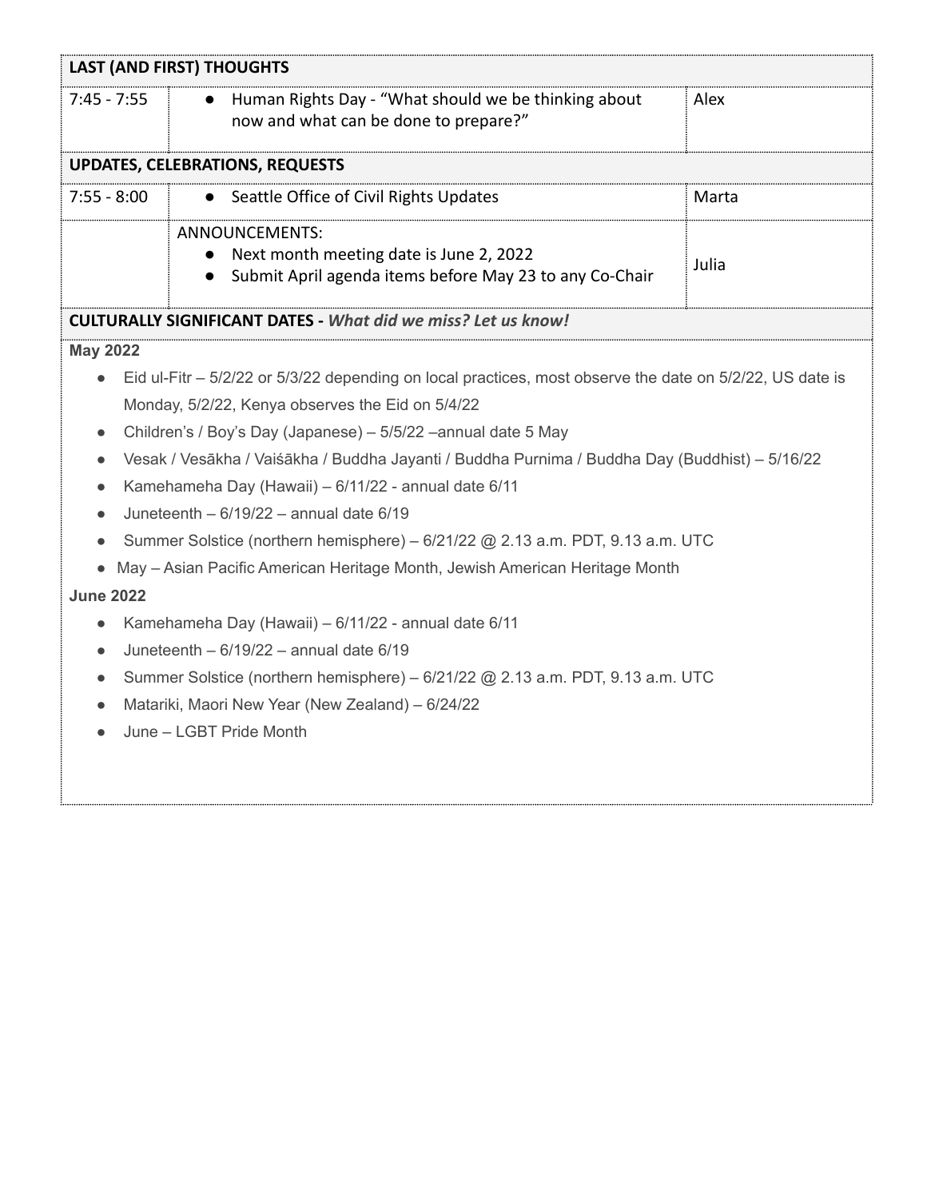| | | |
|---|---|---|
| **LAST (AND FIRST) THOUGHTS** | | |
| 7:45 - 7:55 | • Human Rights Day - "What should we be thinking about now and what can be done to prepare?" | Alex |
| **UPDATES, CELEBRATIONS, REQUESTS** | | |
| 7:55 - 8:00 | • Seattle Office of Civil Rights Updates | Marta |
| | ANNOUNCEMENTS:<br>• Next month meeting date is June 2, 2022<br>• Submit April agenda items before May 23 to any Co-Chair | Julia |

**CULTURALLY SIGNIFICANT DATES -** ***What did we miss? Let us know!***

**May 2022**

- Eid ul-Fitr – 5/2/22 or 5/3/22 depending on local practices, most observe the date on 5/2/22, US date is Monday, 5/2/22, Kenya observes the Eid on 5/4/22
- Children's / Boy's Day (Japanese) – 5/5/22 –annual date 5 May
- Vesak / Vesākha / Vaiśākha / Buddha Jayanti / Buddha Purnima / Buddha Day (Buddhist) – 5/16/22
- Kamehameha Day (Hawaii) – 6/11/22 - annual date 6/11
- Juneteenth – 6/19/22 – annual date 6/19
- Summer Solstice (northern hemisphere) – 6/21/22 @ 2.13 a.m. PDT, 9.13 a.m. UTC
- May – Asian Pacific American Heritage Month, Jewish American Heritage Month

**June 2022**

- Kamehameha Day (Hawaii) – 6/11/22 - annual date 6/11
- Juneteenth – 6/19/22 – annual date 6/19
- Summer Solstice (northern hemisphere) – 6/21/22 @ 2.13 a.m. PDT, 9.13 a.m. UTC
- Matariki, Maori New Year (New Zealand) – 6/24/22
- June – LGBT Pride Month